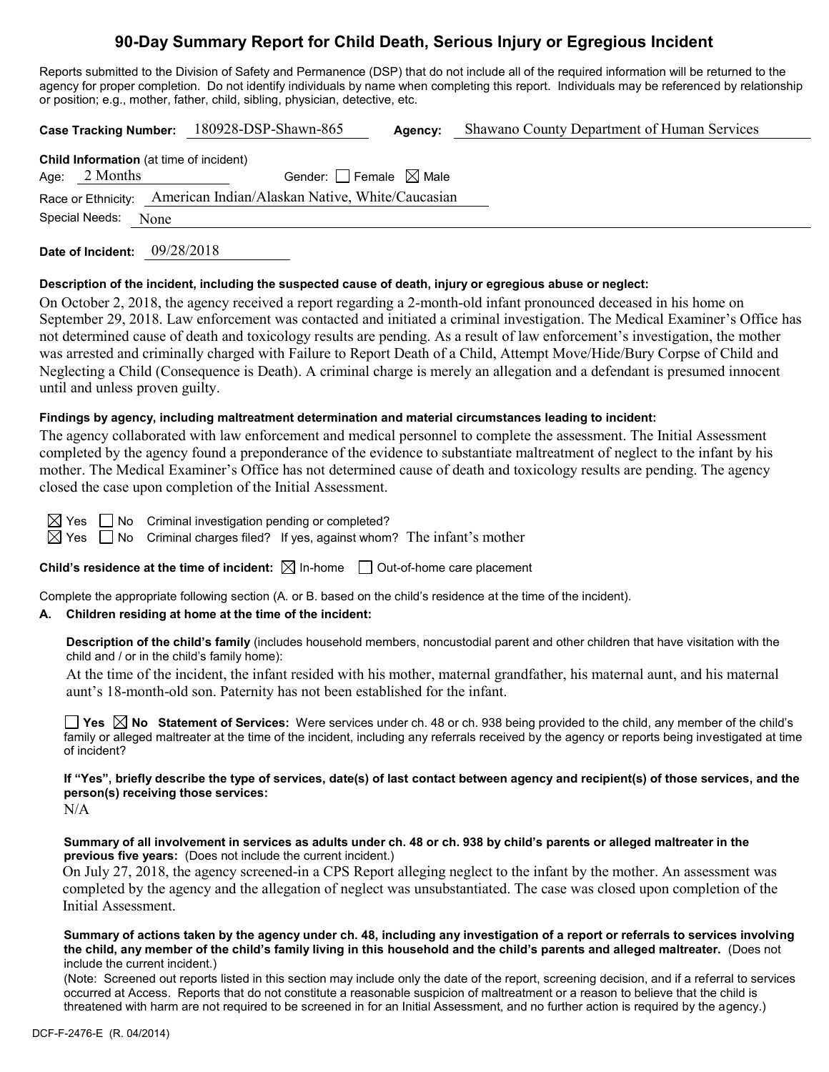# 90-Day Summary Report for Child Death, Serious Injury or Egregious Incident

Reports submitted to the Division of Safety and Permanence (DSP) that do not include all of the required information will be returned to the agency for proper completion. Do not identify individuals by name when completing this report. Individuals may be referenced by relationship or position; e.g., mother, father, child, sibling, physician, detective, etc.

**Case Tracking Number:** 180928-DSP-Shawn-865 **Agency:** Shawano County Department of Human Services

**Child Information** (at time of incident)
Age: 2 Months Gender: ☐ Female ☒ Male
Race or Ethnicity: American Indian/Alaskan Native, White/Caucasian
Special Needs: None

**Date of Incident:** 09/28/2018

**Description of the incident, including the suspected cause of death, injury or egregious abuse or neglect:**

On October 2, 2018, the agency received a report regarding a 2-month-old infant pronounced deceased in his home on September 29, 2018. Law enforcement was contacted and initiated a criminal investigation. The Medical Examiner's Office has not determined cause of death and toxicology results are pending. As a result of law enforcement's investigation, the mother was arrested and criminally charged with Failure to Report Death of a Child, Attempt Move/Hide/Bury Corpse of Child and Neglecting a Child (Consequence is Death). A criminal charge is merely an allegation and a defendant is presumed innocent until and unless proven guilty.

**Findings by agency, including maltreatment determination and material circumstances leading to incident:**

The agency collaborated with law enforcement and medical personnel to complete the assessment. The Initial Assessment completed by the agency found a preponderance of the evidence to substantiate maltreatment of neglect to the infant by his mother. The Medical Examiner's Office has not determined cause of death and toxicology results are pending. The agency closed the case upon completion of the Initial Assessment.

☒ Yes ☐ No Criminal investigation pending or completed?
☒ Yes ☐ No Criminal charges filed? If yes, against whom? The infant's mother

**Child's residence at the time of incident:** ☒ In-home ☐ Out-of-home care placement

Complete the appropriate following section (A. or B. based on the child's residence at the time of the incident).

**A. Children residing at home at the time of the incident:**

**Description of the child's family** (includes household members, noncustodial parent and other children that have visitation with the child and / or in the child's family home):

At the time of the incident, the infant resided with his mother, maternal grandfather, his maternal aunt, and his maternal aunt's 18-month-old son. Paternity has not been established for the infant.

☐ **Yes** ☒ **No Statement of Services:** Were services under ch. 48 or ch. 938 being provided to the child, any member of the child's family or alleged maltreater at the time of the incident, including any referrals received by the agency or reports being investigated at time of incident?

**If "Yes", briefly describe the type of services, date(s) of last contact between agency and recipient(s) of those services, and the person(s) receiving those services:**

N/A

**Summary of all involvement in services as adults under ch. 48 or ch. 938 by child's parents or alleged maltreater in the previous five years:** (Does not include the current incident.)

On July 27, 2018, the agency screened-in a CPS Report alleging neglect to the infant by the mother. An assessment was completed by the agency and the allegation of neglect was unsubstantiated. The case was closed upon completion of the Initial Assessment.

**Summary of actions taken by the agency under ch. 48, including any investigation of a report or referrals to services involving the child, any member of the child's family living in this household and the child's parents and alleged maltreater.** (Does not include the current incident.)

(Note: Screened out reports listed in this section may include only the date of the report, screening decision, and if a referral to services occurred at Access. Reports that do not constitute a reasonable suspicion of maltreatment or a reason to believe that the child is threatened with harm are not required to be screened in for an Initial Assessment, and no further action is required by the agency.)

DCF-F-2476-E (R. 04/2014)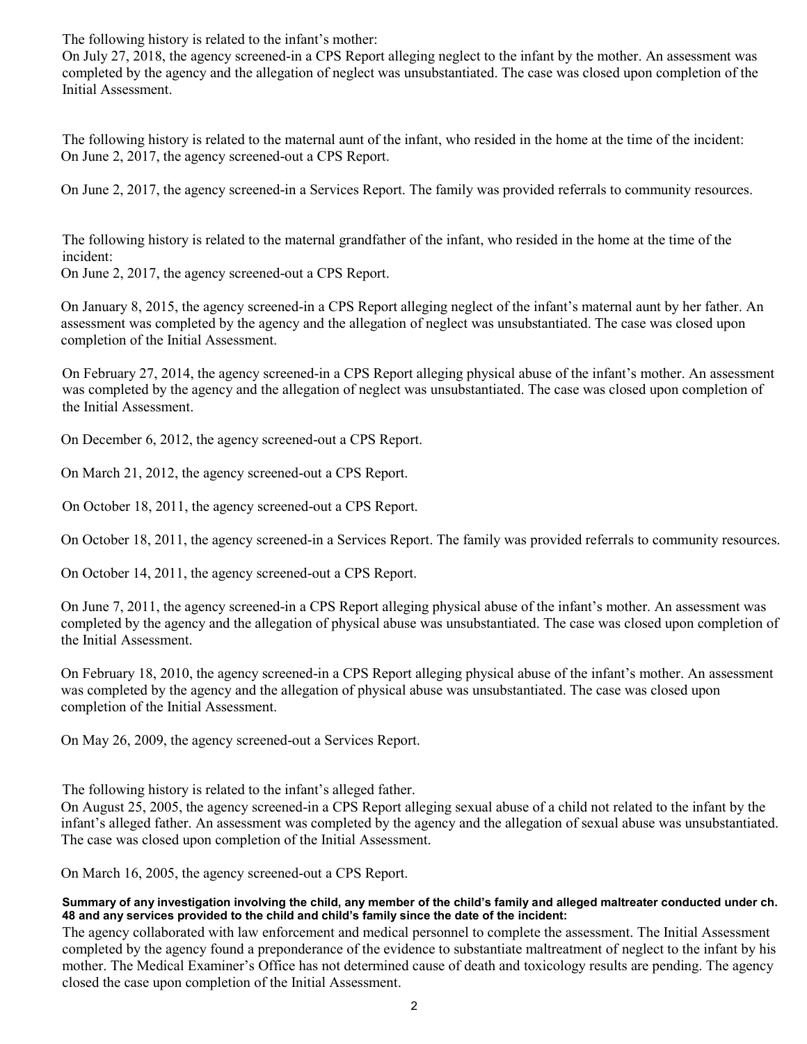The following history is related to the infant's mother:
On July 27, 2018, the agency screened-in a CPS Report alleging neglect to the infant by the mother. An assessment was completed by the agency and the allegation of neglect was unsubstantiated. The case was closed upon completion of the Initial Assessment.

The following history is related to the maternal aunt of the infant, who resided in the home at the time of the incident:
On June 2, 2017, the agency screened-out a CPS Report.

On June 2, 2017, the agency screened-in a Services Report. The family was provided referrals to community resources.

The following history is related to the maternal grandfather of the infant, who resided in the home at the time of the incident:
On June 2, 2017, the agency screened-out a CPS Report.

On January 8, 2015, the agency screened-in a CPS Report alleging neglect of the infant's maternal aunt by her father. An assessment was completed by the agency and the allegation of neglect was unsubstantiated. The case was closed upon completion of the Initial Assessment.

On February 27, 2014, the agency screened-in a CPS Report alleging physical abuse of the infant's mother. An assessment was completed by the agency and the allegation of neglect was unsubstantiated. The case was closed upon completion of the Initial Assessment.

On December 6, 2012, the agency screened-out a CPS Report.

On March 21, 2012, the agency screened-out a CPS Report.

On October 18, 2011, the agency screened-out a CPS Report.

On October 18, 2011, the agency screened-in a Services Report. The family was provided referrals to community resources.

On October 14, 2011, the agency screened-out a CPS Report.

On June 7, 2011, the agency screened-in a CPS Report alleging physical abuse of the infant's mother. An assessment was completed by the agency and the allegation of physical abuse was unsubstantiated. The case was closed upon completion of the Initial Assessment.

On February 18, 2010, the agency screened-in a CPS Report alleging physical abuse of the infant's mother. An assessment was completed by the agency and the allegation of physical abuse was unsubstantiated. The case was closed upon completion of the Initial Assessment.

On May 26, 2009, the agency screened-out a Services Report.

The following history is related to the infant's alleged father.
On August 25, 2005, the agency screened-in a CPS Report alleging sexual abuse of a child not related to the infant by the infant's alleged father. An assessment was completed by the agency and the allegation of sexual abuse was unsubstantiated. The case was closed upon completion of the Initial Assessment.

On March 16, 2005, the agency screened-out a CPS Report.

**Summary of any investigation involving the child, any member of the child's family and alleged maltreater conducted under ch. 48 and any services provided to the child and child's family since the date of the incident:**

The agency collaborated with law enforcement and medical personnel to complete the assessment. The Initial Assessment completed by the agency found a preponderance of the evidence to substantiate maltreatment of neglect to the infant by his mother. The Medical Examiner's Office has not determined cause of death and toxicology results are pending. The agency closed the case upon completion of the Initial Assessment.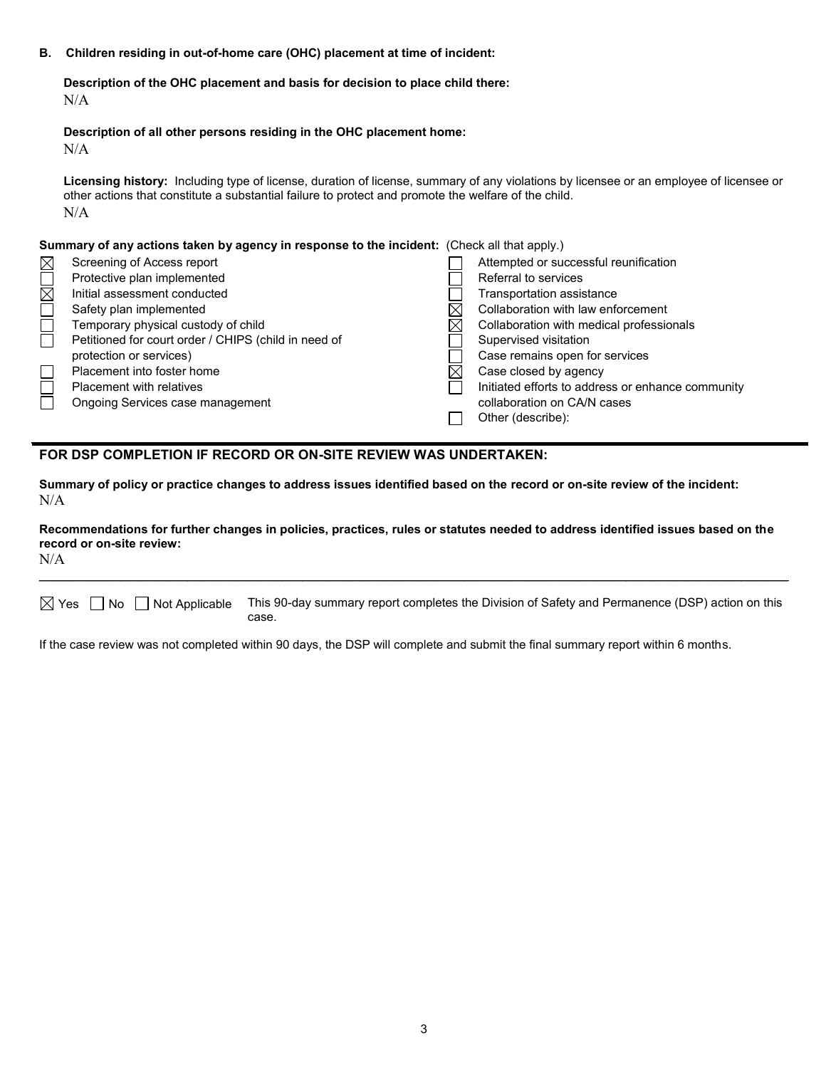**B. Children residing in out-of-home care (OHC) placement at time of incident:**

**Description of the OHC placement and basis for decision to place child there:**
N/A

**Description of all other persons residing in the OHC placement home:**
N/A

**Licensing history:** Including type of license, duration of license, summary of any violations by licensee or an employee of licensee or other actions that constitute a substantial failure to protect and promote the welfare of the child.
N/A

**Summary of any actions taken by agency in response to the incident:** (Check all that apply.)

- ☒ Screening of Access report
- ☐ Protective plan implemented
- ☒ Initial assessment conducted
- ☐ Safety plan implemented
- ☐ Temporary physical custody of child
- ☐ Petitioned for court order / CHIPS (child in need of protection or services)
- ☐ Placement into foster home
- ☐ Placement with relatives
- ☐ Ongoing Services case management
- ☐ Attempted or successful reunification
- ☐ Referral to services
- ☐ Transportation assistance
- ☒ Collaboration with law enforcement
- ☒ Collaboration with medical professionals
- ☐ Supervised visitation
- ☐ Case remains open for services
- ☒ Case closed by agency
- ☐ Initiated efforts to address or enhance community collaboration on CA/N cases
- ☐ Other (describe):

## FOR DSP COMPLETION IF RECORD OR ON-SITE REVIEW WAS UNDERTAKEN:

**Summary of policy or practice changes to address issues identified based on the record or on-site review of the incident:**
N/A

**Recommendations for further changes in policies, practices, rules or statutes needed to address identified issues based on the record or on-site review:**
N/A

---

☒ Yes ☐ No ☐ Not Applicable This 90-day summary report completes the Division of Safety and Permanence (DSP) action on this case.

If the case review was not completed within 90 days, the DSP will complete and submit the final summary report within 6 months.